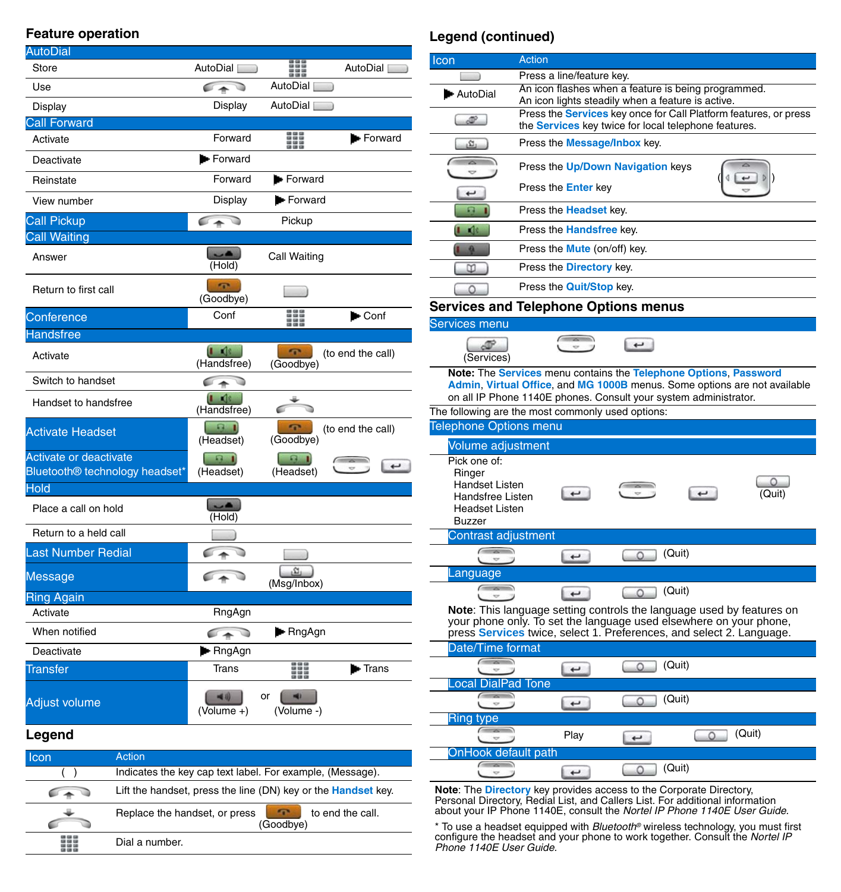## Feature operation

| | | | |
|---|---|---|---|
| **AutoDial** | | | |
| Store | AutoDial | | AutoDial |
| Use | | AutoDial | |
| Display | Display | AutoDial | |
| **Call Forward** | | | |
| Activate | Forward | | Forward |
| Deactivate | Forward | | |
| Reinstate | Forward | Forward | |
| View number | Display | Forward | |
| **Call Pickup** | | Pickup | |
| **Call Waiting** | | | |
| Answer | (Hold) | Call Waiting | |
| Return to first call | (Goodbye) | | |
| **Conference** | Conf | | Conf |
| **Handsfree** | | | |
| Activate | (Handsfree) | (Goodbye) | (to end the call) |
| Switch to handset | | | |
| Handset to handsfree | (Handsfree) | | |
| **Activate Headset** | (Headset) | (Goodbye) | (to end the call) |
| **Activate or deactivate Bluetooth® technology headset*** | (Headset) | (Headset) | |
| **Hold** | | | |
| Place a call on hold | (Hold) | | |
| Return to a held call | | | |
| **Last Number Redial** | | | |
| **Message** | | (Msg/Inbox) | |
| **Ring Again** | | | |
| Activate | RngAgn | | |
| When notified | | RngAgn | |
| Deactivate | RngAgn | | |
| **Transfer** | Trans | | Trans |
| **Adjust volume** | (Volume +) | or | (Volume -) |

## Legend

| Icon | Action |
|---|---|
| ( ) | Indicates the key cap text label. For example, (Message). |
| | Lift the handset, press the line (DN) key or the **Handset** key. |
| | Replace the handset, or press (Goodbye) to end the call. |
| | Dial a number. |

## Legend (continued)

| Icon | Action |
|---|---|
| | Press a line/feature key. |
| AutoDial | An icon flashes when a feature is being programmed. An icon lights steadily when a feature is active. |
| | Press the **Services** key once for Call Platform features, or press the **Services** key twice for local telephone features. |
| | Press the **Message/Inbox** key. |
| | Press the **Up/Down Navigation** keys |
| | Press the **Enter** key |
| | Press the **Headset** key. |
| | Press the **Handsfree** key. |
| | Press the **Mute** (on/off) key. |
| | Press the **Directory** key. |
| | Press the **Quit/Stop** key. |

## Services and Telephone Options menus

### Services menu

(Services)

**Note:** The **Services** menu contains the **Telephone Options**, **Password Admin**, **Virtual Office**, and **MG 1000B** menus. Some options are not available on all IP Phone 1140E phones. Consult your system administrator.

The following are the most commonly used options:

### Telephone Options menu

#### Volume adjustment

Pick one of:
- Ringer
- Handset Listen
- Handsfree Listen
- Headset Listen
- Buzzer

(Quit)

#### Contrast adjustment

(Quit)

#### Language

(Quit)

**Note**: This language setting controls the language used by features on your phone only. To set the language used elsewhere on your phone, press **Services** twice, select 1. Preferences, and select 2. Language.

#### Date/Time format

(Quit)

#### Local DialPad Tone

(Quit)

#### Ring type

Play (Quit)

#### OnHook default path

(Quit)

**Note**: The **Directory** key provides access to the Corporate Directory, Personal Directory, Redial List, and Callers List. For additional information about your IP Phone 1140E, consult the *Nortel IP Phone 1140E User Guide.*

\* To use a headset equipped with *Bluetooth®* wireless technology, you must first configure the headset and your phone to work together. Consult the *Nortel IP Phone 1140E User Guide.*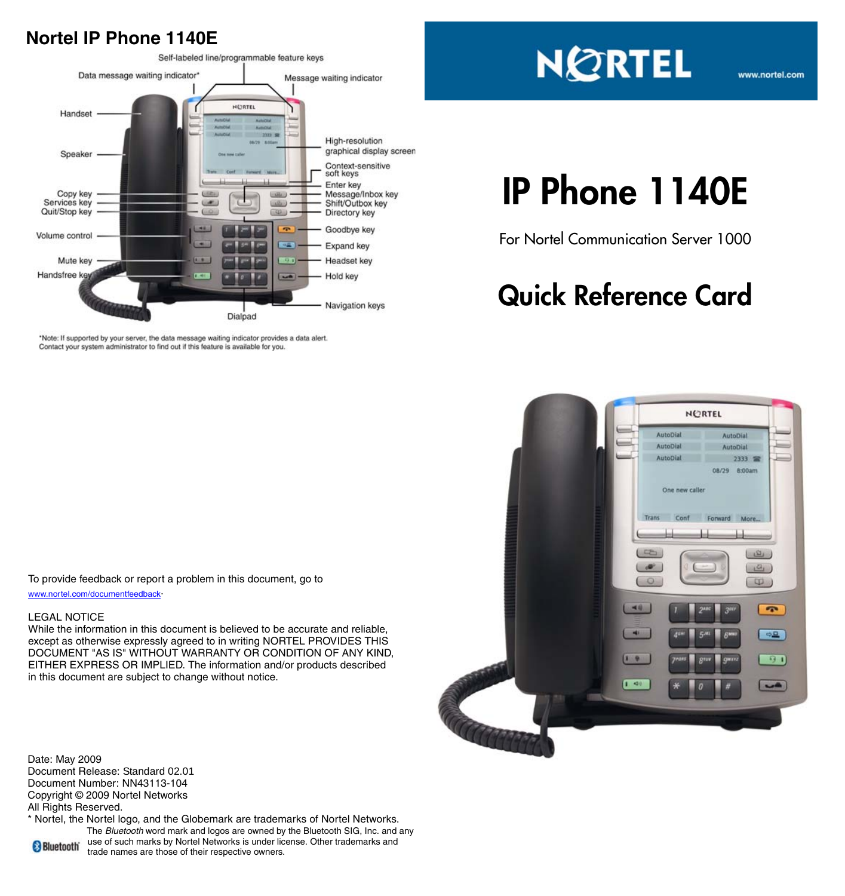# Nortel IP Phone 1140E

Self-labeled line/programmable feature keys

Data message waiting indicator*

Message waiting indicator

Handset

Speaker

Copy key

Services key

Quit/Stop key

Volume control

Mute key

Handsfree key

High-resolution graphical display screen

Context-sensitive soft keys

Enter key

Message/Inbox key

Shift/Outbox key

Directory key

Goodbye key

Expand key

Headset key

Hold key

Navigation keys

Dialpad

*Note: If supported by your server, the data message waiting indicator provides a data alert. Contact your system administrator to find out if this feature is available for you.

To provide feedback or report a problem in this document, go to www.nortel.com/documentfeedback.

LEGAL NOTICE

While the information in this document is believed to be accurate and reliable, except as otherwise expressly agreed to in writing NORTEL PROVIDES THIS DOCUMENT "AS IS" WITHOUT WARRANTY OR CONDITION OF ANY KIND, EITHER EXPRESS OR IMPLIED. The information and/or products described in this document are subject to change without notice.

Date: May 2009
Document Release: Standard 02.01
Document Number: NN43113-104
Copyright © 2009 Nortel Networks
All Rights Reserved.

* Nortel, the Nortel logo, and the Globemark are trademarks of Nortel Networks.

The *Bluetooth* word mark and logos are owned by the Bluetooth SIG, Inc. and any use of such marks by Nortel Networks is under license. Other trademarks and trade names are those of their respective owners.

NORTEL

www.nortel.com

# IP Phone 1140E

For Nortel Communication Server 1000

# Quick Reference Card